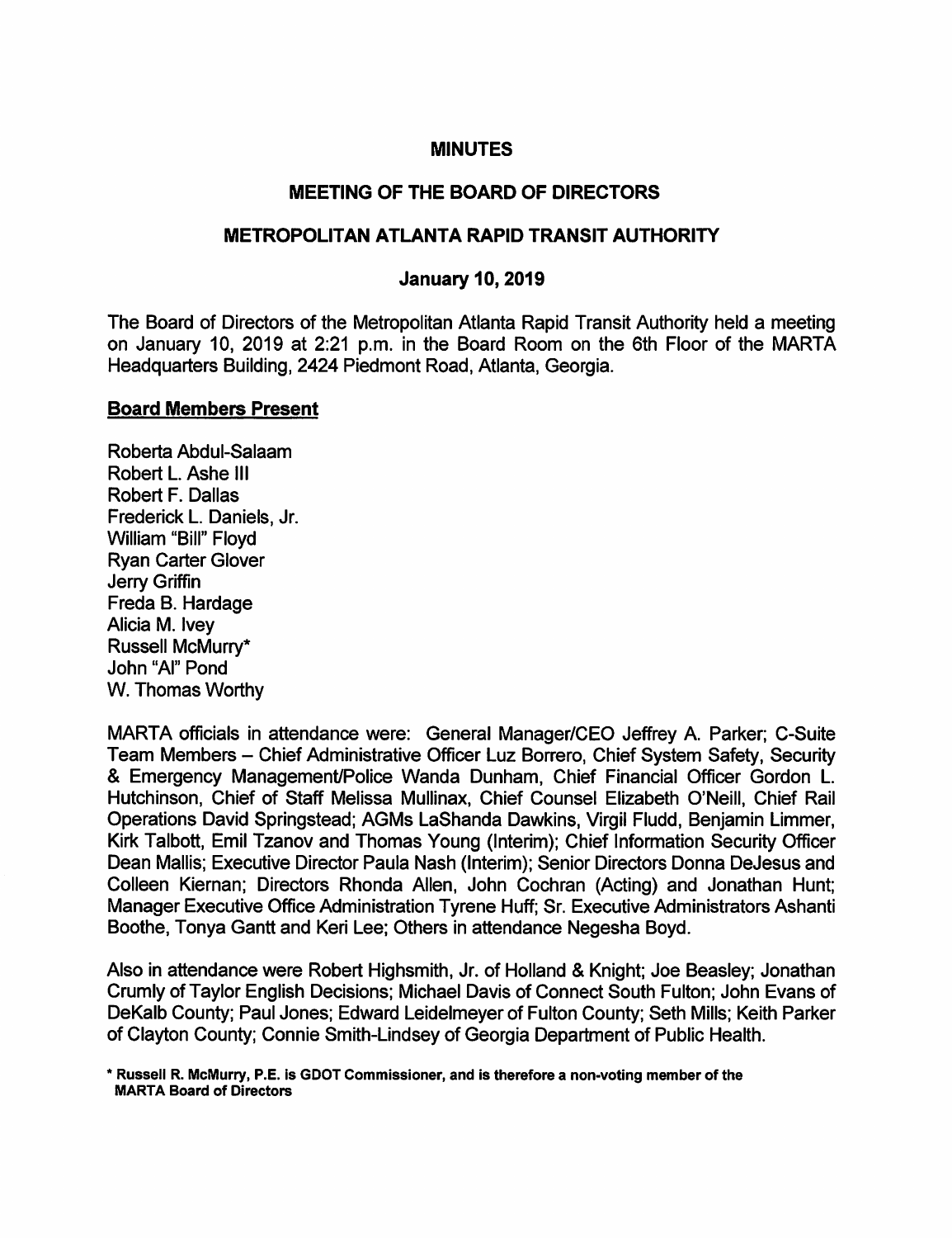# MINUTES

## MEETING OF THE BOARD OF DIRECTORS

## METROPOLITAN ATLANTA RAPID TRANSIT AUTHORITY

### January 10, 2019

The Board of Directors of the Metropolitan Atlanta Rapid Transit Authority held a meeting on January 10, 2019 at 2:21 p.m. in the Board Room on the 6th Floor of the MARTA Headquarters Building, 2424 Piedmont Road, Atlanta, Georgia.

**Board Members Present**

Roberta Abdul-Salaam
Robert L. Ashe III
Robert F. Dallas
Frederick L. Daniels, Jr.
William "Bill" Floyd
Ryan Carter Glover
Jerry Griffin
Freda B. Hardage
Alicia M. Ivey
Russell McMurry*
John "Al" Pond
W. Thomas Worthy

MARTA officials in attendance were: General Manager/CEO Jeffrey A. Parker; C-Suite Team Members – Chief Administrative Officer Luz Borrero, Chief System Safety, Security & Emergency Management/Police Wanda Dunham, Chief Financial Officer Gordon L. Hutchinson, Chief of Staff Melissa Mullinax, Chief Counsel Elizabeth O'Neill, Chief Rail Operations David Springstead; AGMs LaShanda Dawkins, Virgil Fludd, Benjamin Limmer, Kirk Talbott, Emil Tzanov and Thomas Young (Interim); Chief Information Security Officer Dean Mallis; Executive Director Paula Nash (Interim); Senior Directors Donna DeJesus and Colleen Kiernan; Directors Rhonda Allen, John Cochran (Acting) and Jonathan Hunt; Manager Executive Office Administration Tyrene Huff; Sr. Executive Administrators Ashanti Boothe, Tonya Gantt and Keri Lee; Others in attendance Negesha Boyd.

Also in attendance were Robert Highsmith, Jr. of Holland & Knight; Joe Beasley; Jonathan Crumly of Taylor English Decisions; Michael Davis of Connect South Fulton; John Evans of DeKalb County; Paul Jones; Edward Leidelmeyer of Fulton County; Seth Mills; Keith Parker of Clayton County; Connie Smith-Lindsey of Georgia Department of Public Health.

**\* Russell R. McMurry, P.E. is GDOT Commissioner, and is therefore a non-voting member of the MARTA Board of Directors**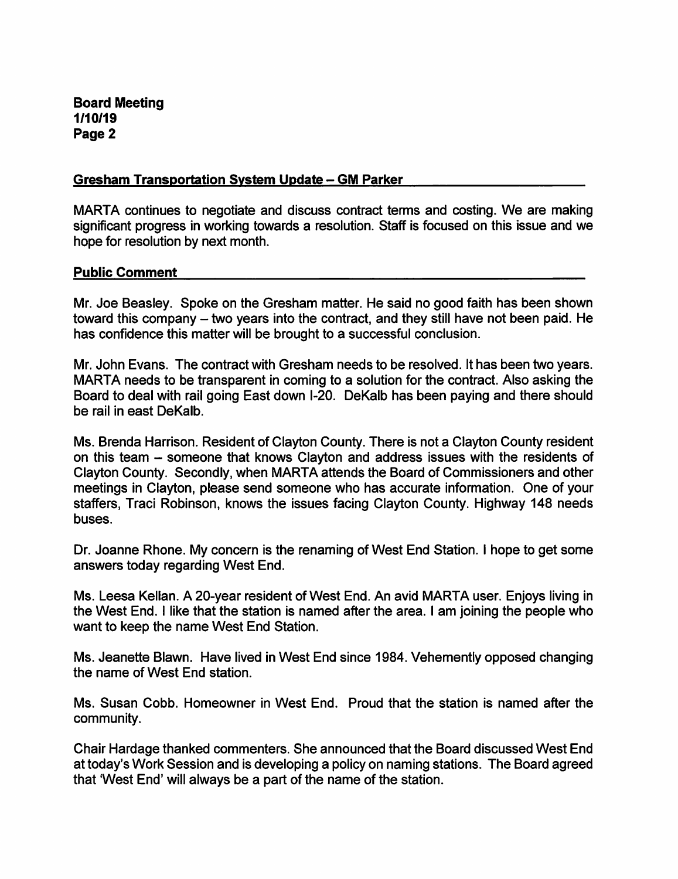## Gresham Transportation System Update – GM Parker

MARTA continues to negotiate and discuss contract terms and costing. We are making significant progress in working towards a resolution. Staff is focused on this issue and we hope for resolution by next month.

## Public Comment

Mr. Joe Beasley. Spoke on the Gresham matter. He said no good faith has been shown toward this company – two years into the contract, and they still have not been paid. He has confidence this matter will be brought to a successful conclusion.

Mr. John Evans. The contract with Gresham needs to be resolved. It has been two years. MARTA needs to be transparent in coming to a solution for the contract. Also asking the Board to deal with rail going East down I-20. DeKalb has been paying and there should be rail in east DeKalb.

Ms. Brenda Harrison. Resident of Clayton County. There is not a Clayton County resident on this team – someone that knows Clayton and address issues with the residents of Clayton County. Secondly, when MARTA attends the Board of Commissioners and other meetings in Clayton, please send someone who has accurate information. One of your staffers, Traci Robinson, knows the issues facing Clayton County. Highway 148 needs buses.

Dr. Joanne Rhone. My concern is the renaming of West End Station. I hope to get some answers today regarding West End.

Ms. Leesa Kellan. A 20-year resident of West End. An avid MARTA user. Enjoys living in the West End. I like that the station is named after the area. I am joining the people who want to keep the name West End Station.

Ms. Jeanette Blawn. Have lived in West End since 1984. Vehemently opposed changing the name of West End station.

Ms. Susan Cobb. Homeowner in West End. Proud that the station is named after the community.

Chair Hardage thanked commenters. She announced that the Board discussed West End at today's Work Session and is developing a policy on naming stations. The Board agreed that 'West End' will always be a part of the name of the station.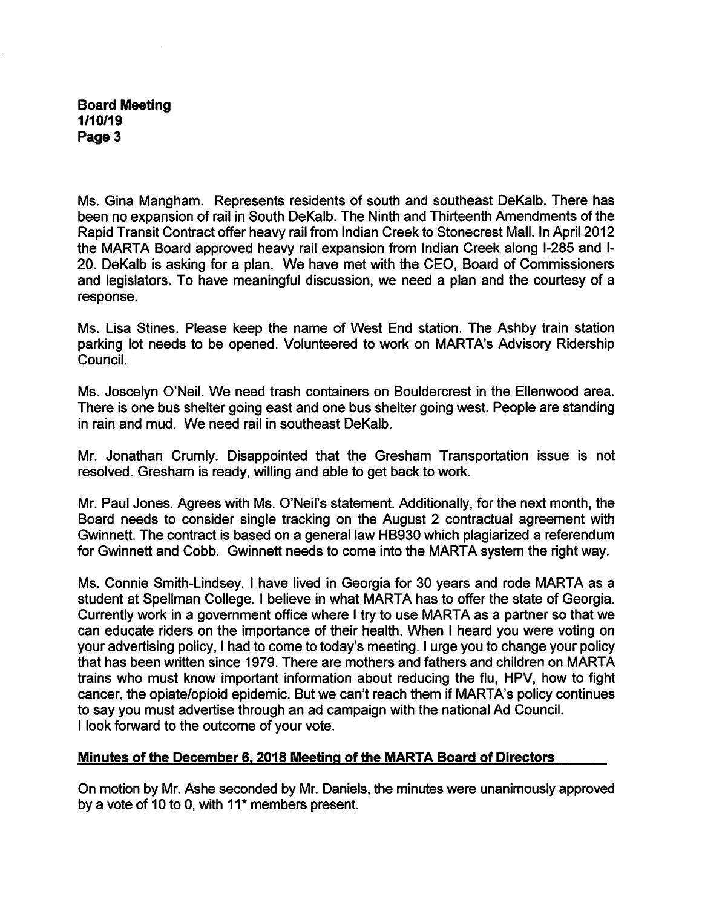Ms. Gina Mangham. Represents residents of south and southeast DeKalb. There has been no expansion of rail in South DeKalb. The Ninth and Thirteenth Amendments of the Rapid Transit Contract offer heavy rail from Indian Creek to Stonecrest Mall. In April 2012 the MARTA Board approved heavy rail expansion from Indian Creek along I-285 and I-20. DeKalb is asking for a plan. We have met with the CEO, Board of Commissioners and legislators. To have meaningful discussion, we need a plan and the courtesy of a response.

Ms. Lisa Stines. Please keep the name of West End station. The Ashby train station parking lot needs to be opened. Volunteered to work on MARTA's Advisory Ridership Council.

Ms. Joscelyn O'Neil. We need trash containers on Bouldercrest in the Ellenwood area. There is one bus shelter going east and one bus shelter going west. People are standing in rain and mud. We need rail in southeast DeKalb.

Mr. Jonathan Crumly. Disappointed that the Gresham Transportation issue is not resolved. Gresham is ready, willing and able to get back to work.

Mr. Paul Jones. Agrees with Ms. O'Neil's statement. Additionally, for the next month, the Board needs to consider single tracking on the August 2 contractual agreement with Gwinnett. The contract is based on a general law HB930 which plagiarized a referendum for Gwinnett and Cobb. Gwinnett needs to come into the MARTA system the right way.

Ms. Connie Smith-Lindsey. I have lived in Georgia for 30 years and rode MARTA as a student at Spellman College. I believe in what MARTA has to offer the state of Georgia. Currently work in a government office where I try to use MARTA as a partner so that we can educate riders on the importance of their health. When I heard you were voting on your advertising policy, I had to come to today's meeting. I urge you to change your policy that has been written since 1979. There are mothers and fathers and children on MARTA trains who must know important information about reducing the flu, HPV, how to fight cancer, the opiate/opioid epidemic. But we can't reach them if MARTA's policy continues to say you must advertise through an ad campaign with the national Ad Council.
I look forward to the outcome of your vote.

**Minutes of the December 6, 2018 Meeting of the MARTA Board of Directors**

On motion by Mr. Ashe seconded by Mr. Daniels, the minutes were unanimously approved by a vote of 10 to 0, with 11* members present.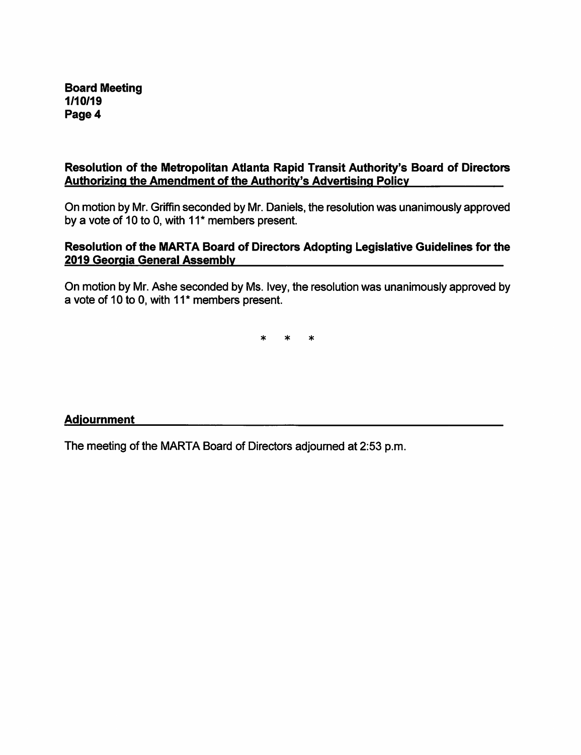**Resolution of the Metropolitan Atlanta Rapid Transit Authority's Board of Directors Authorizing the Amendment of the Authority's Advertising Policy**

On motion by Mr. Griffin seconded by Mr. Daniels, the resolution was unanimously approved by a vote of 10 to 0, with 11* members present.

**Resolution of the MARTA Board of Directors Adopting Legislative Guidelines for the 2019 Georgia General Assembly**

On motion by Mr. Ashe seconded by Ms. Ivey, the resolution was unanimously approved by a vote of 10 to 0, with 11* members present.

\* \* \*

**Adjournment**

The meeting of the MARTA Board of Directors adjourned at 2:53 p.m.